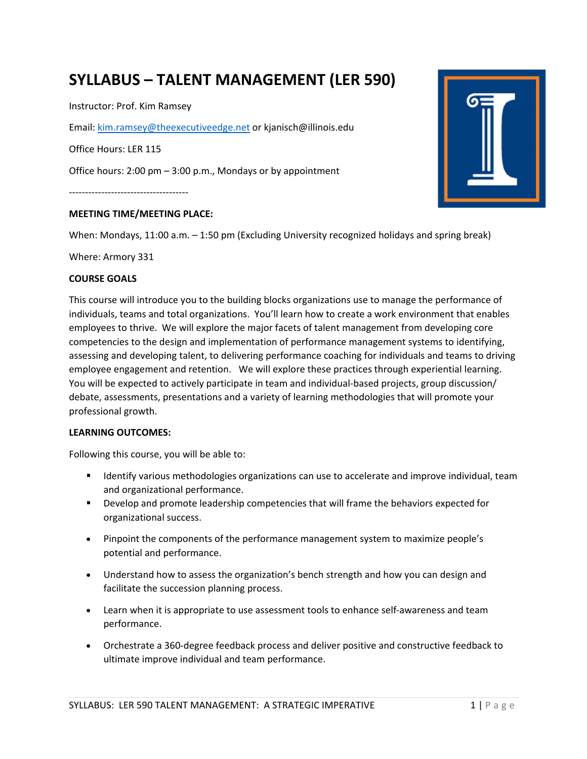# SYLLABUS – TALENT MANAGEMENT (LER 590)

Instructor: Prof. Kim Ramsey

Email: kim.ramsey@theexecutiveedge.net or kjanisch@illinois.edu

Office Hours: LER 115

Office hours: 2:00 pm – 3:00 p.m., Mondays or by appointment

-------------------------------------

**MEETING TIME/MEETING PLACE:**

When: Mondays, 11:00 a.m. – 1:50 pm (Excluding University recognized holidays and spring break)

Where: Armory 331

**COURSE GOALS**

This course will introduce you to the building blocks organizations use to manage the performance of individuals, teams and total organizations. You'll learn how to create a work environment that enables employees to thrive. We will explore the major facets of talent management from developing core competencies to the design and implementation of performance management systems to identifying, assessing and developing talent, to delivering performance coaching for individuals and teams to driving employee engagement and retention. We will explore these practices through experiential learning. You will be expected to actively participate in team and individual-based projects, group discussion/ debate, assessments, presentations and a variety of learning methodologies that will promote your professional growth.

**LEARNING OUTCOMES:**

Following this course, you will be able to:

- Identify various methodologies organizations can use to accelerate and improve individual, team and organizational performance.
- Develop and promote leadership competencies that will frame the behaviors expected for organizational success.
- Pinpoint the components of the performance management system to maximize people's potential and performance.
- Understand how to assess the organization's bench strength and how you can design and facilitate the succession planning process.
- Learn when it is appropriate to use assessment tools to enhance self-awareness and team performance.
- Orchestrate a 360-degree feedback process and deliver positive and constructive feedback to ultimate improve individual and team performance.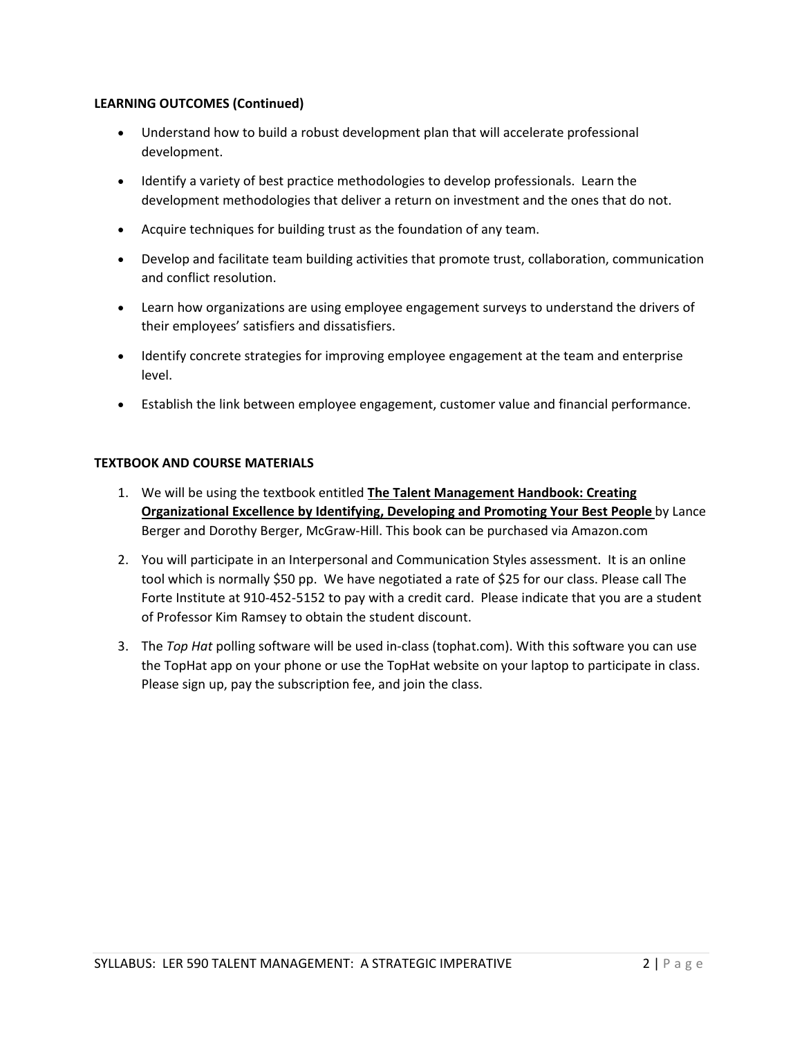**LEARNING OUTCOMES (Continued)**

- Understand how to build a robust development plan that will accelerate professional development.
- Identify a variety of best practice methodologies to develop professionals. Learn the development methodologies that deliver a return on investment and the ones that do not.
- Acquire techniques for building trust as the foundation of any team.
- Develop and facilitate team building activities that promote trust, collaboration, communication and conflict resolution.
- Learn how organizations are using employee engagement surveys to understand the drivers of their employees' satisfiers and dissatisfiers.
- Identify concrete strategies for improving employee engagement at the team and enterprise level.
- Establish the link between employee engagement, customer value and financial performance.

**TEXTBOOK AND COURSE MATERIALS**

1. We will be using the textbook entitled **The Talent Management Handbook: Creating Organizational Excellence by Identifying, Developing and Promoting Your Best People** by Lance Berger and Dorothy Berger, McGraw-Hill. This book can be purchased via Amazon.com
2. You will participate in an Interpersonal and Communication Styles assessment. It is an online tool which is normally $50 pp. We have negotiated a rate of $25 for our class. Please call The Forte Institute at 910-452-5152 to pay with a credit card. Please indicate that you are a student of Professor Kim Ramsey to obtain the student discount.
3. The *Top Hat* polling software will be used in-class (tophat.com). With this software you can use the TopHat app on your phone or use the TopHat website on your laptop to participate in class. Please sign up, pay the subscription fee, and join the class.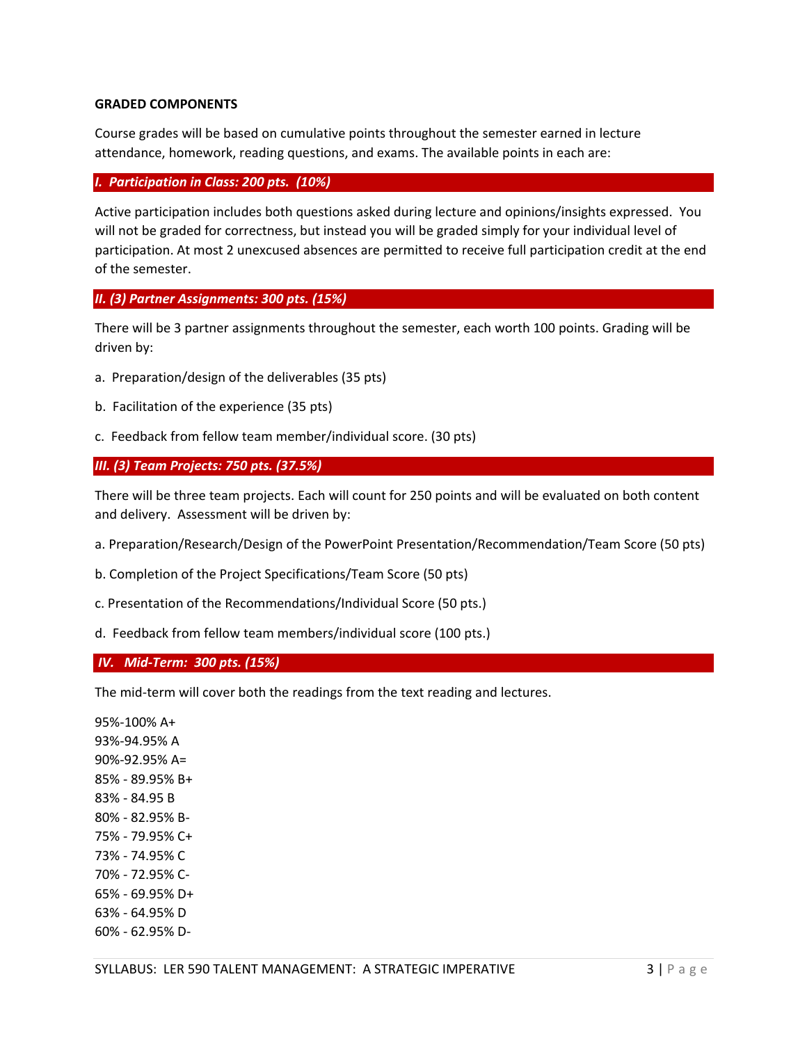**GRADED COMPONENTS**

Course grades will be based on cumulative points throughout the semester earned in lecture attendance, homework, reading questions, and exams. The available points in each are:

### *I. Participation in Class: 200 pts. (10%)*

Active participation includes both questions asked during lecture and opinions/insights expressed. You will not be graded for correctness, but instead you will be graded simply for your individual level of participation. At most 2 unexcused absences are permitted to receive full participation credit at the end of the semester.

### *II. (3) Partner Assignments: 300 pts. (15%)*

There will be 3 partner assignments throughout the semester, each worth 100 points. Grading will be driven by:

a. Preparation/design of the deliverables (35 pts)

b. Facilitation of the experience (35 pts)

c. Feedback from fellow team member/individual score. (30 pts)

### *III. (3) Team Projects: 750 pts. (37.5%)*

There will be three team projects. Each will count for 250 points and will be evaluated on both content and delivery. Assessment will be driven by:

a. Preparation/Research/Design of the PowerPoint Presentation/Recommendation/Team Score (50 pts)

b. Completion of the Project Specifications/Team Score (50 pts)

c. Presentation of the Recommendations/Individual Score (50 pts.)

d. Feedback from fellow team members/individual score (100 pts.)

### *IV. Mid-Term: 300 pts. (15%)*

The mid-term will cover both the readings from the text reading and lectures.

95%-100% A+
93%-94.95% A
90%-92.95% A=
85% - 89.95% B+
83% - 84.95 B
80% - 82.95% B-
75% - 79.95% C+
73% - 74.95% C
70% - 72.95% C-
65% - 69.95% D+
63% - 64.95% D
60% - 62.95% D-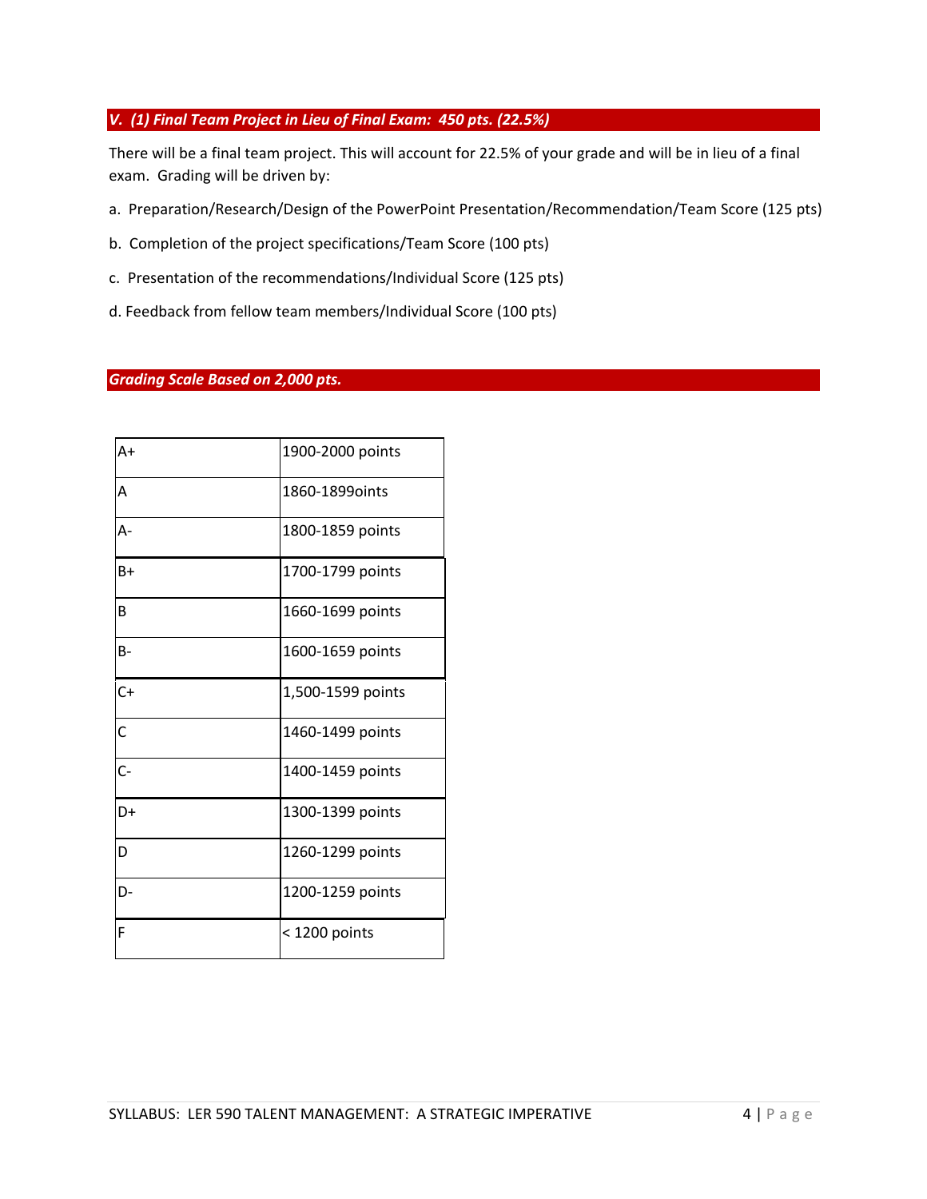### *V. (1) Final Team Project in Lieu of Final Exam: 450 pts. (22.5%)*

There will be a final team project. This will account for 22.5% of your grade and will be in lieu of a final exam. Grading will be driven by:

a. Preparation/Research/Design of the PowerPoint Presentation/Recommendation/Team Score (125 pts)

b. Completion of the project specifications/Team Score (100 pts)

c. Presentation of the recommendations/Individual Score (125 pts)

d. Feedback from fellow team members/Individual Score (100 pts)

### *Grading Scale Based on 2,000 pts.*

| | |
|---|---|
| A+ | 1900-2000 points |
| A | 1860-1899oints |
| A- | 1800-1859 points |
| B+ | 1700-1799 points |
| B | 1660-1699 points |
| B- | 1600-1659 points |
| C+ | 1,500-1599 points |
| C | 1460-1499 points |
| C- | 1400-1459 points |
| D+ | 1300-1399 points |
| D | 1260-1299 points |
| D- | 1200-1259 points |
| F | < 1200 points |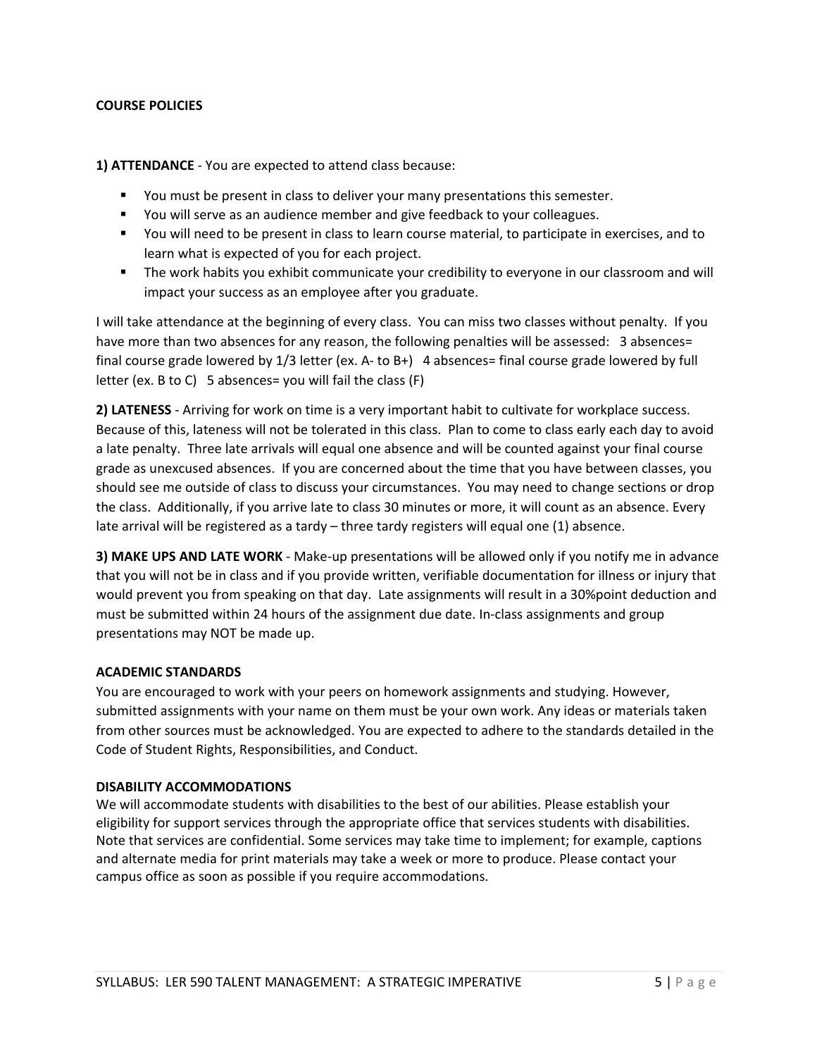**COURSE POLICIES**

**1) ATTENDANCE** - You are expected to attend class because:

- You must be present in class to deliver your many presentations this semester.
- You will serve as an audience member and give feedback to your colleagues.
- You will need to be present in class to learn course material, to participate in exercises, and to learn what is expected of you for each project.
- The work habits you exhibit communicate your credibility to everyone in our classroom and will impact your success as an employee after you graduate.

I will take attendance at the beginning of every class. You can miss two classes without penalty. If you have more than two absences for any reason, the following penalties will be assessed: 3 absences= final course grade lowered by 1/3 letter (ex. A- to B+) 4 absences= final course grade lowered by full letter (ex. B to C) 5 absences= you will fail the class (F)

**2) LATENESS** - Arriving for work on time is a very important habit to cultivate for workplace success. Because of this, lateness will not be tolerated in this class. Plan to come to class early each day to avoid a late penalty. Three late arrivals will equal one absence and will be counted against your final course grade as unexcused absences. If you are concerned about the time that you have between classes, you should see me outside of class to discuss your circumstances. You may need to change sections or drop the class. Additionally, if you arrive late to class 30 minutes or more, it will count as an absence. Every late arrival will be registered as a tardy – three tardy registers will equal one (1) absence.

**3) MAKE UPS AND LATE WORK** - Make-up presentations will be allowed only if you notify me in advance that you will not be in class and if you provide written, verifiable documentation for illness or injury that would prevent you from speaking on that day. Late assignments will result in a 30%point deduction and must be submitted within 24 hours of the assignment due date. In-class assignments and group presentations may NOT be made up.

**ACADEMIC STANDARDS**

You are encouraged to work with your peers on homework assignments and studying. However, submitted assignments with your name on them must be your own work. Any ideas or materials taken from other sources must be acknowledged. You are expected to adhere to the standards detailed in the Code of Student Rights, Responsibilities, and Conduct.

**DISABILITY ACCOMMODATIONS**

We will accommodate students with disabilities to the best of our abilities. Please establish your eligibility for support services through the appropriate office that services students with disabilities. Note that services are confidential. Some services may take time to implement; for example, captions and alternate media for print materials may take a week or more to produce. Please contact your campus office as soon as possible if you require accommodations.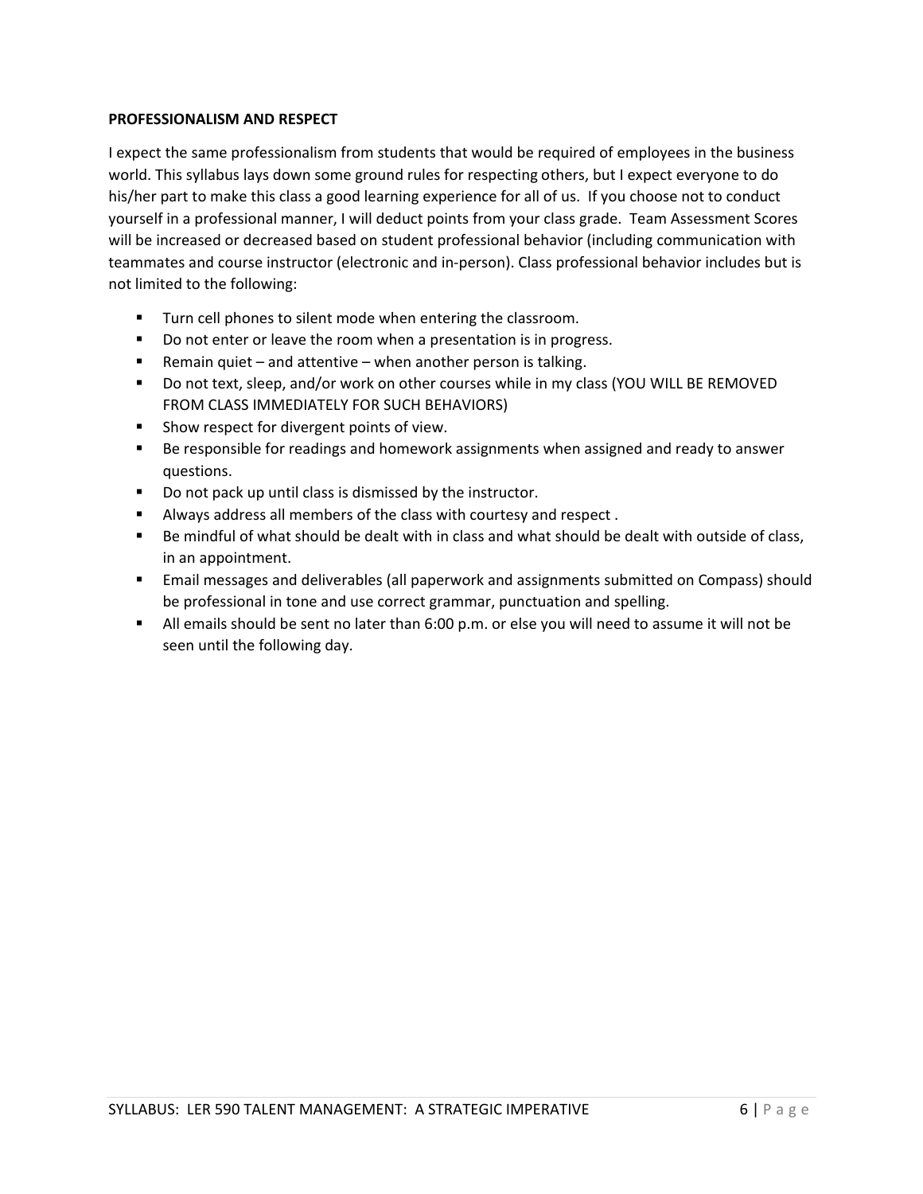## PROFESSIONALISM AND RESPECT

I expect the same professionalism from students that would be required of employees in the business world. This syllabus lays down some ground rules for respecting others, but I expect everyone to do his/her part to make this class a good learning experience for all of us. If you choose not to conduct yourself in a professional manner, I will deduct points from your class grade. Team Assessment Scores will be increased or decreased based on student professional behavior (including communication with teammates and course instructor (electronic and in-person). Class professional behavior includes but is not limited to the following:

- Turn cell phones to silent mode when entering the classroom.
- Do not enter or leave the room when a presentation is in progress.
- Remain quiet – and attentive – when another person is talking.
- Do not text, sleep, and/or work on other courses while in my class (YOU WILL BE REMOVED FROM CLASS IMMEDIATELY FOR SUCH BEHAVIORS)
- Show respect for divergent points of view.
- Be responsible for readings and homework assignments when assigned and ready to answer questions.
- Do not pack up until class is dismissed by the instructor.
- Always address all members of the class with courtesy and respect .
- Be mindful of what should be dealt with in class and what should be dealt with outside of class, in an appointment.
- Email messages and deliverables (all paperwork and assignments submitted on Compass) should be professional in tone and use correct grammar, punctuation and spelling.
- All emails should be sent no later than 6:00 p.m. or else you will need to assume it will not be seen until the following day.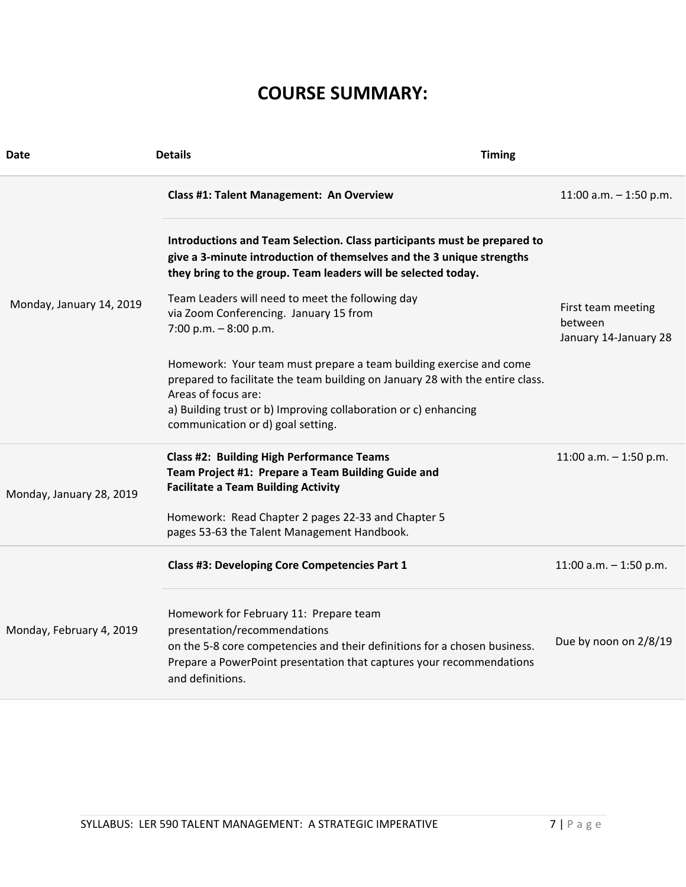# COURSE SUMMARY:

| Date | Details | Timing |
|---|---|---|
| Monday, January 14, 2019 | **Class #1: Talent Management: An Overview** | 11:00 a.m. – 1:50 p.m. |
| | **Introductions and Team Selection. Class participants must be prepared to give a 3-minute introduction of themselves and the 3 unique strengths they bring to the group. Team leaders will be selected today.**<br><br>Team Leaders will need to meet the following day via Zoom Conferencing. January 15 from 7:00 p.m. – 8:00 p.m.<br><br>Homework: Your team must prepare a team building exercise and come prepared to facilitate the team building on January 28 with the entire class. Areas of focus are:<br>a) Building trust or b) Improving collaboration or c) enhancing communication or d) goal setting. | First team meeting between January 14-January 28 |
| Monday, January 28, 2019 | **Class #2: Building High Performance Teams**<br>**Team Project #1: Prepare a Team Building Guide and Facilitate a Team Building Activity**<br><br>Homework: Read Chapter 2 pages 22-33 and Chapter 5 pages 53-63 the Talent Management Handbook. | 11:00 a.m. – 1:50 p.m. |
| Monday, February 4, 2019 | **Class #3: Developing Core Competencies Part 1** | 11:00 a.m. – 1:50 p.m. |
| | Homework for February 11: Prepare team presentation/recommendations on the 5-8 core competencies and their definitions for a chosen business. Prepare a PowerPoint presentation that captures your recommendations and definitions. | Due by noon on 2/8/19 |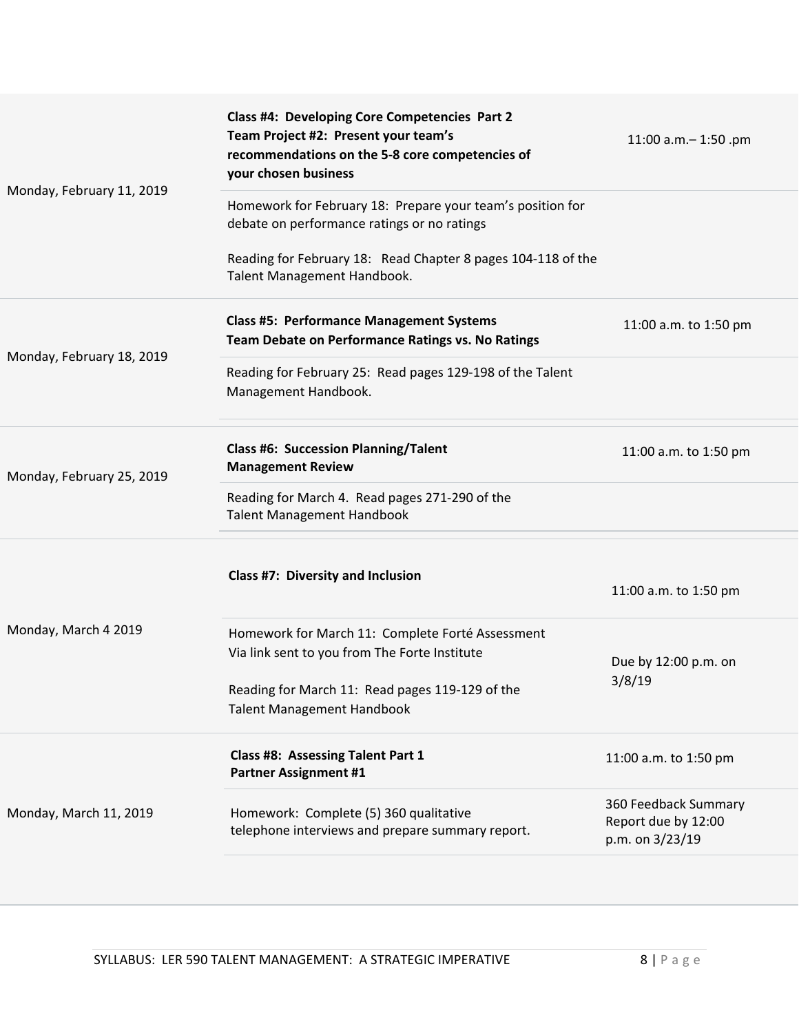| | | |
|---|---|---|
| Monday, February 11, 2019 | **Class #4: Developing Core Competencies Part 2**<br>**Team Project #2: Present your team's recommendations on the 5-8 core competencies of your chosen business** | 11:00 a.m.– 1:50 .pm |
| | Homework for February 18: Prepare your team's position for debate on performance ratings or no ratings<br><br>Reading for February 18: Read Chapter 8 pages 104-118 of the Talent Management Handbook. | |
| Monday, February 18, 2019 | **Class #5: Performance Management Systems**<br>**Team Debate on Performance Ratings vs. No Ratings** | 11:00 a.m. to 1:50 pm |
| | Reading for February 25: Read pages 129-198 of the Talent Management Handbook. | |
| Monday, February 25, 2019 | **Class #6: Succession Planning/Talent Management Review** | 11:00 a.m. to 1:50 pm |
| | Reading for March 4. Read pages 271-290 of the Talent Management Handbook | |
| Monday, March 4 2019 | **Class #7: Diversity and Inclusion** | 11:00 a.m. to 1:50 pm |
| | Homework for March 11: Complete Forté Assessment Via link sent to you from The Forte Institute<br><br>Reading for March 11: Read pages 119-129 of the Talent Management Handbook | Due by 12:00 p.m. on 3/8/19 |
| Monday, March 11, 2019 | **Class #8: Assessing Talent Part 1**<br>**Partner Assignment #1** | 11:00 a.m. to 1:50 pm |
| | Homework: Complete (5) 360 qualitative telephone interviews and prepare summary report. | 360 Feedback Summary Report due by 12:00 p.m. on 3/23/19 |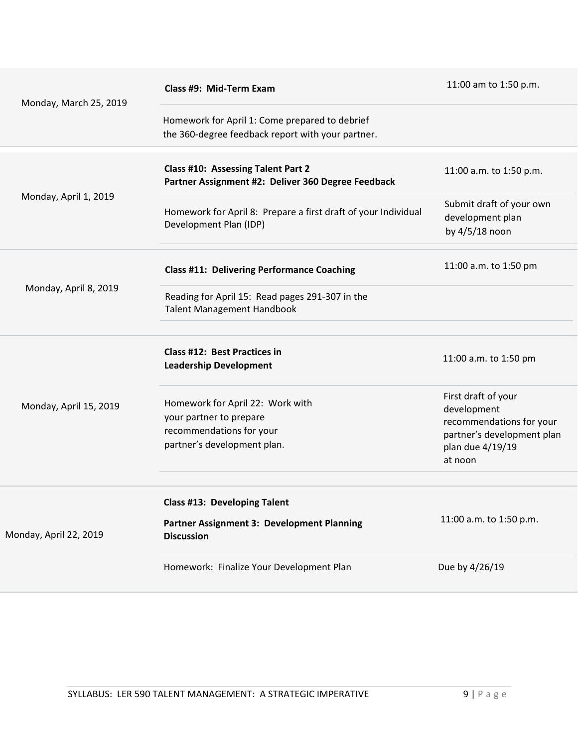| Date | Class / Assignment | Time / Due |
|---|---|---|
| Monday, March 25, 2019 | **Class #9: Mid-Term Exam** | 11:00 am to 1:50 p.m. |
| | Homework for April 1: Come prepared to debrief the 360-degree feedback report with your partner. | |
| Monday, April 1, 2019 | **Class #10: Assessing Talent Part 2**<br>**Partner Assignment #2: Deliver 360 Degree Feedback** | 11:00 a.m. to 1:50 p.m. |
| | Homework for April 8: Prepare a first draft of your Individual Development Plan (IDP) | Submit draft of your own development plan by 4/5/18 noon |
| Monday, April 8, 2019 | **Class #11: Delivering Performance Coaching** | 11:00 a.m. to 1:50 pm |
| | Reading for April 15: Read pages 291-307 in the Talent Management Handbook | |
| Monday, April 15, 2019 | **Class #12: Best Practices in Leadership Development** | 11:00 a.m. to 1:50 pm |
| | Homework for April 22: Work with your partner to prepare recommendations for your partner's development plan. | First draft of your development recommendations for your partner's development plan plan due 4/19/19 at noon |
| Monday, April 22, 2019 | **Class #13: Developing Talent**<br>**Partner Assignment 3: Development Planning Discussion** | 11:00 a.m. to 1:50 p.m. |
| | Homework: Finalize Your Development Plan | Due by 4/26/19 |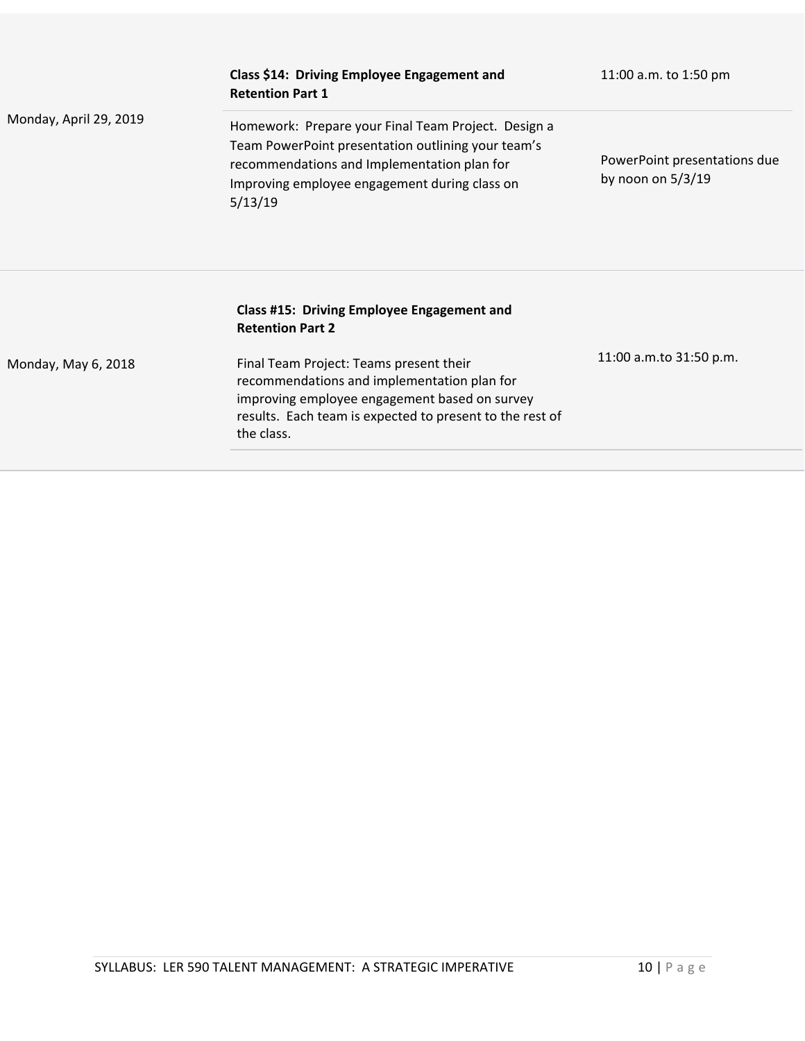| | | |
|---|---|---|
| Monday, April 29, 2019 | **Class $14: Driving Employee Engagement and Retention Part 1** | 11:00 a.m. to 1:50 pm |
| | Homework: Prepare your Final Team Project. Design a Team PowerPoint presentation outlining your team's recommendations and Implementation plan for Improving employee engagement during class on 5/13/19 | PowerPoint presentations due by noon on 5/3/19 |
| Monday, May 6, 2018 | **Class #15: Driving Employee Engagement and Retention Part 2**<br><br>Final Team Project: Teams present their recommendations and implementation plan for improving employee engagement based on survey results. Each team is expected to present to the rest of the class. | 11:00 a.m.to 31:50 p.m. |